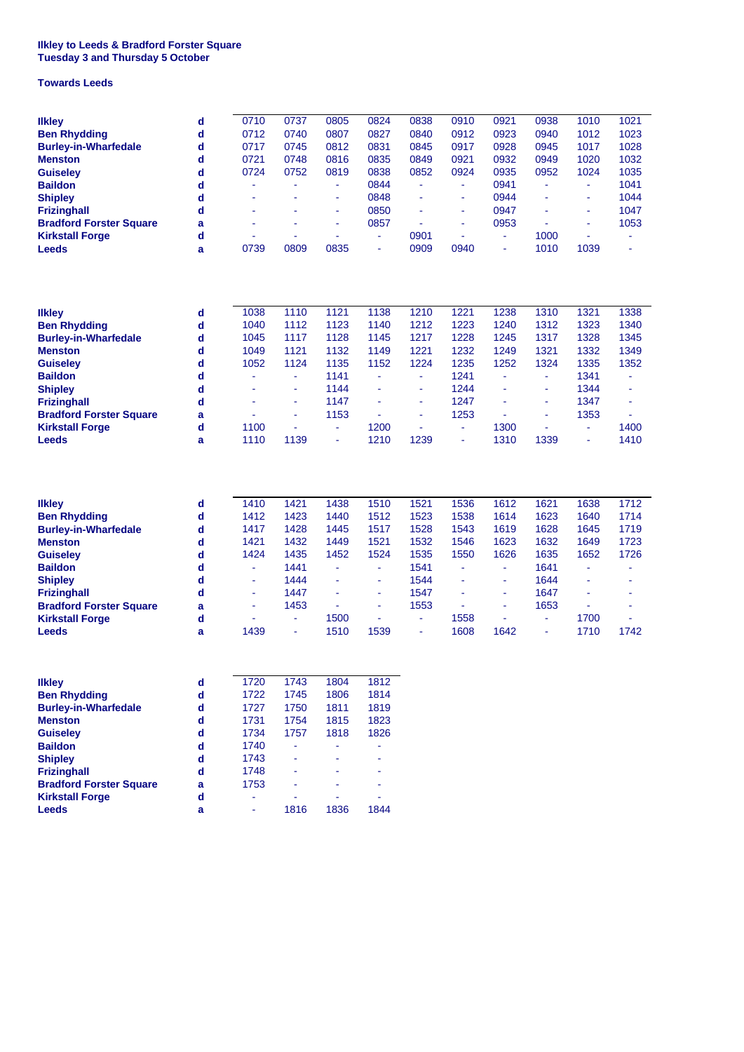**Ilkley to Leeds & Bradford Forster Square**
**Tuesday 3 and Thursday 5 October**

**Towards Leeds**

| | | | | | | | | | | | |
|---|---|---|---|---|---|---|---|---|---|---|---|
| **Ilkley** | **d** | 0710 | 0737 | 0805 | 0824 | 0838 | 0910 | 0921 | 0938 | 1010 | 1021 |
| **Ben Rhydding** | **d** | 0712 | 0740 | 0807 | 0827 | 0840 | 0912 | 0923 | 0940 | 1012 | 1023 |
| **Burley-in-Wharfedale** | **d** | 0717 | 0745 | 0812 | 0831 | 0845 | 0917 | 0928 | 0945 | 1017 | 1028 |
| **Menston** | **d** | 0721 | 0748 | 0816 | 0835 | 0849 | 0921 | 0932 | 0949 | 1020 | 1032 |
| **Guiseley** | **d** | 0724 | 0752 | 0819 | 0838 | 0852 | 0924 | 0935 | 0952 | 1024 | 1035 |
| **Baildon** | **d** | - | - | - | 0844 | - | - | 0941 | - | - | 1041 |
| **Shipley** | **d** | - | - | - | 0848 | - | - | 0944 | - | - | 1044 |
| **Frizinghall** | **d** | - | - | - | 0850 | - | - | 0947 | - | - | 1047 |
| **Bradford Forster Square** | **a** | - | - | - | 0857 | - | - | 0953 | - | - | 1053 |
| **Kirkstall Forge** | **d** | - | - | - | - | 0901 | - | - | 1000 | - | - |
| **Leeds** | **a** | 0739 | 0809 | 0835 | - | 0909 | 0940 | - | 1010 | 1039 | - |

| | | | | | | | | | | | |
|---|---|---|---|---|---|---|---|---|---|---|---|
| **Ilkley** | **d** | 1038 | 1110 | 1121 | 1138 | 1210 | 1221 | 1238 | 1310 | 1321 | 1338 |
| **Ben Rhydding** | **d** | 1040 | 1112 | 1123 | 1140 | 1212 | 1223 | 1240 | 1312 | 1323 | 1340 |
| **Burley-in-Wharfedale** | **d** | 1045 | 1117 | 1128 | 1145 | 1217 | 1228 | 1245 | 1317 | 1328 | 1345 |
| **Menston** | **d** | 1049 | 1121 | 1132 | 1149 | 1221 | 1232 | 1249 | 1321 | 1332 | 1349 |
| **Guiseley** | **d** | 1052 | 1124 | 1135 | 1152 | 1224 | 1235 | 1252 | 1324 | 1335 | 1352 |
| **Baildon** | **d** | - | - | 1141 | - | - | 1241 | - | - | 1341 | - |
| **Shipley** | **d** | - | - | 1144 | - | - | 1244 | - | - | 1344 | - |
| **Frizinghall** | **d** | - | - | 1147 | - | - | 1247 | - | - | 1347 | - |
| **Bradford Forster Square** | **a** | - | - | 1153 | - | - | 1253 | - | - | 1353 | - |
| **Kirkstall Forge** | **d** | 1100 | - | - | 1200 | - | - | 1300 | - | - | 1400 |
| **Leeds** | **a** | 1110 | 1139 | - | 1210 | 1239 | - | 1310 | 1339 | - | 1410 |

| | | | | | | | | | | | |
|---|---|---|---|---|---|---|---|---|---|---|---|
| **Ilkley** | **d** | 1410 | 1421 | 1438 | 1510 | 1521 | 1536 | 1612 | 1621 | 1638 | 1712 |
| **Ben Rhydding** | **d** | 1412 | 1423 | 1440 | 1512 | 1523 | 1538 | 1614 | 1623 | 1640 | 1714 |
| **Burley-in-Wharfedale** | **d** | 1417 | 1428 | 1445 | 1517 | 1528 | 1543 | 1619 | 1628 | 1645 | 1719 |
| **Menston** | **d** | 1421 | 1432 | 1449 | 1521 | 1532 | 1546 | 1623 | 1632 | 1649 | 1723 |
| **Guiseley** | **d** | 1424 | 1435 | 1452 | 1524 | 1535 | 1550 | 1626 | 1635 | 1652 | 1726 |
| **Baildon** | **d** | - | 1441 | - | - | 1541 | - | - | 1641 | - | - |
| **Shipley** | **d** | - | 1444 | - | - | 1544 | - | - | 1644 | - | - |
| **Frizinghall** | **d** | - | 1447 | - | - | 1547 | - | - | 1647 | - | - |
| **Bradford Forster Square** | **a** | - | 1453 | - | - | 1553 | - | - | 1653 | - | - |
| **Kirkstall Forge** | **d** | - | - | 1500 | - | - | 1558 | - | - | 1700 | - |
| **Leeds** | **a** | 1439 | - | 1510 | 1539 | - | 1608 | 1642 | - | 1710 | 1742 |

| | | | | | |
|---|---|---|---|---|---|
| **Ilkley** | **d** | 1720 | 1743 | 1804 | 1812 |
| **Ben Rhydding** | **d** | 1722 | 1745 | 1806 | 1814 |
| **Burley-in-Wharfedale** | **d** | 1727 | 1750 | 1811 | 1819 |
| **Menston** | **d** | 1731 | 1754 | 1815 | 1823 |
| **Guiseley** | **d** | 1734 | 1757 | 1818 | 1826 |
| **Baildon** | **d** | 1740 | - | - | - |
| **Shipley** | **d** | 1743 | - | - | - |
| **Frizinghall** | **d** | 1748 | - | - | - |
| **Bradford Forster Square** | **a** | 1753 | - | - | - |
| **Kirkstall Forge** | **d** | - | - | - | - |
| **Leeds** | **a** | - | 1816 | 1836 | 1844 |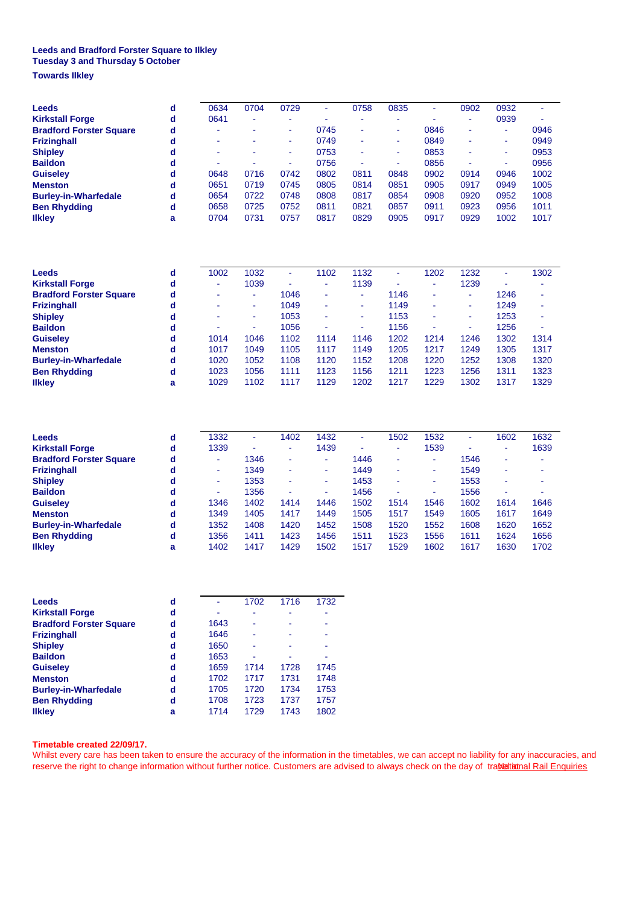**Leeds and Bradford Forster Square to Ilkley**
**Tuesday 3 and Thursday 5 October**

**Towards Ilkley**

| | | | | | | | | | | | |
|---|---|---|---|---|---|---|---|---|---|---|---|
| **Leeds** | **d** | 0634 | 0704 | 0729 | - | 0758 | 0835 | - | 0902 | 0932 | - |
| **Kirkstall Forge** | **d** | 0641 | - | - | - | - | - | - | - | 0939 | - |
| **Bradford Forster Square** | **d** | - | - | - | 0745 | - | - | 0846 | - | - | 0946 |
| **Frizinghall** | **d** | - | - | - | 0749 | - | - | 0849 | - | - | 0949 |
| **Shipley** | **d** | - | - | - | 0753 | - | - | 0853 | - | - | 0953 |
| **Baildon** | **d** | - | - | - | 0756 | - | - | 0856 | - | - | 0956 |
| **Guiseley** | **d** | 0648 | 0716 | 0742 | 0802 | 0811 | 0848 | 0902 | 0914 | 0946 | 1002 |
| **Menston** | **d** | 0651 | 0719 | 0745 | 0805 | 0814 | 0851 | 0905 | 0917 | 0949 | 1005 |
| **Burley-in-Wharfedale** | **d** | 0654 | 0722 | 0748 | 0808 | 0817 | 0854 | 0908 | 0920 | 0952 | 1008 |
| **Ben Rhydding** | **d** | 0658 | 0725 | 0752 | 0811 | 0821 | 0857 | 0911 | 0923 | 0956 | 1011 |
| **Ilkley** | **a** | 0704 | 0731 | 0757 | 0817 | 0829 | 0905 | 0917 | 0929 | 1002 | 1017 |

| | | | | | | | | | | | |
|---|---|---|---|---|---|---|---|---|---|---|---|
| **Leeds** | **d** | 1002 | 1032 | - | 1102 | 1132 | - | 1202 | 1232 | - | 1302 |
| **Kirkstall Forge** | **d** | - | 1039 | - | - | 1139 | - | - | 1239 | - | - |
| **Bradford Forster Square** | **d** | - | - | 1046 | - | - | 1146 | - | - | 1246 | - |
| **Frizinghall** | **d** | - | - | 1049 | - | - | 1149 | - | - | 1249 | - |
| **Shipley** | **d** | - | - | 1053 | - | - | 1153 | - | - | 1253 | - |
| **Baildon** | **d** | - | - | 1056 | - | - | 1156 | - | - | 1256 | - |
| **Guiseley** | **d** | 1014 | 1046 | 1102 | 1114 | 1146 | 1202 | 1214 | 1246 | 1302 | 1314 |
| **Menston** | **d** | 1017 | 1049 | 1105 | 1117 | 1149 | 1205 | 1217 | 1249 | 1305 | 1317 |
| **Burley-in-Wharfedale** | **d** | 1020 | 1052 | 1108 | 1120 | 1152 | 1208 | 1220 | 1252 | 1308 | 1320 |
| **Ben Rhydding** | **d** | 1023 | 1056 | 1111 | 1123 | 1156 | 1211 | 1223 | 1256 | 1311 | 1323 |
| **Ilkley** | **a** | 1029 | 1102 | 1117 | 1129 | 1202 | 1217 | 1229 | 1302 | 1317 | 1329 |

| | | | | | | | | | | | |
|---|---|---|---|---|---|---|---|---|---|---|---|
| **Leeds** | **d** | 1332 | - | 1402 | 1432 | - | 1502 | 1532 | - | 1602 | 1632 |
| **Kirkstall Forge** | **d** | 1339 | - | - | 1439 | - | - | 1539 | - | - | 1639 |
| **Bradford Forster Square** | **d** | - | 1346 | - | - | 1446 | - | - | 1546 | - | - |
| **Frizinghall** | **d** | - | 1349 | - | - | 1449 | - | - | 1549 | - | - |
| **Shipley** | **d** | - | 1353 | - | - | 1453 | - | - | 1553 | - | - |
| **Baildon** | **d** | - | 1356 | - | - | 1456 | - | - | 1556 | - | - |
| **Guiseley** | **d** | 1346 | 1402 | 1414 | 1446 | 1502 | 1514 | 1546 | 1602 | 1614 | 1646 |
| **Menston** | **d** | 1349 | 1405 | 1417 | 1449 | 1505 | 1517 | 1549 | 1605 | 1617 | 1649 |
| **Burley-in-Wharfedale** | **d** | 1352 | 1408 | 1420 | 1452 | 1508 | 1520 | 1552 | 1608 | 1620 | 1652 |
| **Ben Rhydding** | **d** | 1356 | 1411 | 1423 | 1456 | 1511 | 1523 | 1556 | 1611 | 1624 | 1656 |
| **Ilkley** | **a** | 1402 | 1417 | 1429 | 1502 | 1517 | 1529 | 1602 | 1617 | 1630 | 1702 |

| | | | | | |
|---|---|---|---|---|---|
| **Leeds** | **d** | - | 1702 | 1716 | 1732 |
| **Kirkstall Forge** | **d** | - | - | - | - |
| **Bradford Forster Square** | **d** | 1643 | - | - | - |
| **Frizinghall** | **d** | 1646 | - | - | - |
| **Shipley** | **d** | 1650 | - | - | - |
| **Baildon** | **d** | 1653 | - | - | - |
| **Guiseley** | **d** | 1659 | 1714 | 1728 | 1745 |
| **Menston** | **d** | 1702 | 1717 | 1731 | 1748 |
| **Burley-in-Wharfedale** | **d** | 1705 | 1720 | 1734 | 1753 |
| **Ben Rhydding** | **d** | 1708 | 1723 | 1737 | 1757 |
| **Ilkley** | **a** | 1714 | 1729 | 1743 | 1802 |

**Timetable created 22/09/17.**

Whilst every care has been taken to ensure the accuracy of the information in the timetables, we can accept no liability for any inaccuracies, and reserve the right to change information without further notice. Customers are advised to always check on the day of travel. National Rail Enquiries